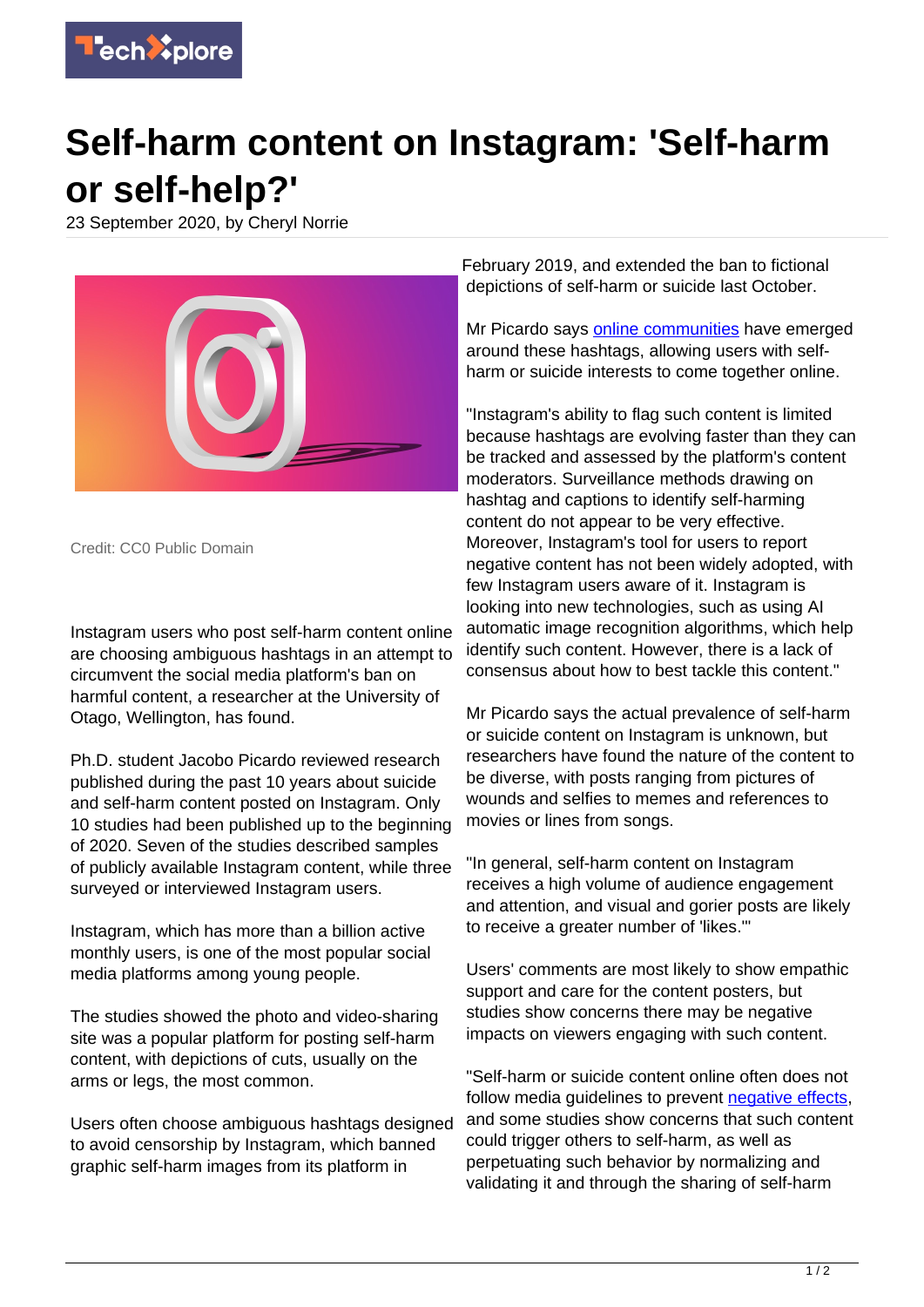# Self-harm content on Instagram: 'Self-harm or self-help?'

23 September 2020, by Cheryl Norrie

Credit: CC0 Public Domain

Instagram users who post self-harm content online are choosing ambiguous hashtags in an attempt to circumvent the social media platform's ban on harmful content, a researcher at the University of Otago, Wellington, has found.

Ph.D. student Jacobo Picardo reviewed research published during the past 10 years about suicide and self-harm content posted on Instagram. Only 10 studies had been published up to the beginning of 2020. Seven of the studies described samples of publicly available Instagram content, while three surveyed or interviewed Instagram users.

Instagram, which has more than a billion active monthly users, is one of the most popular social media platforms among young people.

The studies showed the photo and video-sharing site was a popular platform for posting self-harm content, with depictions of cuts, usually on the arms or legs, the most common.

Users often choose ambiguous hashtags designed to avoid censorship by Instagram, which banned graphic self-harm images from its platform in February 2019, and extended the ban to fictional depictions of self-harm or suicide last October.

Mr Picardo says online communities have emerged around these hashtags, allowing users with self-harm or suicide interests to come together online.

"Instagram's ability to flag such content is limited because hashtags are evolving faster than they can be tracked and assessed by the platform's content moderators. Surveillance methods drawing on hashtag and captions to identify self-harming content do not appear to be very effective. Moreover, Instagram's tool for users to report negative content has not been widely adopted, with few Instagram users aware of it. Instagram is looking into new technologies, such as using AI automatic image recognition algorithms, which help identify such content. However, there is a lack of consensus about how to best tackle this content."

Mr Picardo says the actual prevalence of self-harm or suicide content on Instagram is unknown, but researchers have found the nature of the content to be diverse, with posts ranging from pictures of wounds and selfies to memes and references to movies or lines from songs.

"In general, self-harm content on Instagram receives a high volume of audience engagement and attention, and visual and gorier posts are likely to receive a greater number of 'likes.'"

Users' comments are most likely to show empathic support and care for the content posters, but studies show concerns there may be negative impacts on viewers engaging with such content.

"Self-harm or suicide content online often does not follow media guidelines to prevent negative effects, and some studies show concerns that such content could trigger others to self-harm, as well as perpetuating such behavior by normalizing and validating it and through the sharing of self-harm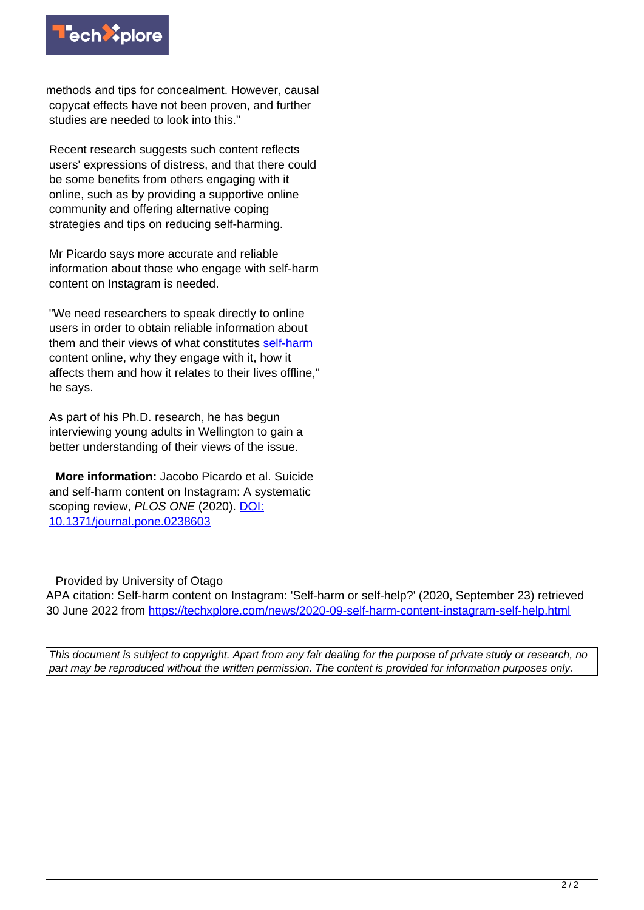methods and tips for concealment. However, causal copycat effects have not been proven, and further studies are needed to look into this."

Recent research suggests such content reflects users' expressions of distress, and that there could be some benefits from others engaging with it online, such as by providing a supportive online community and offering alternative coping strategies and tips on reducing self-harming.

Mr Picardo says more accurate and reliable information about those who engage with self-harm content on Instagram is needed.

"We need researchers to speak directly to online users in order to obtain reliable information about them and their views of what constitutes self-harm content online, why they engage with it, how it affects them and how it relates to their lives offline," he says.

As part of his Ph.D. research, he has begun interviewing young adults in Wellington to gain a better understanding of their views of the issue.

**More information:** Jacobo Picardo et al. Suicide and self-harm content on Instagram: A systematic scoping review, *PLOS ONE* (2020). DOI: 10.1371/journal.pone.0238603

Provided by University of Otago

APA citation: Self-harm content on Instagram: 'Self-harm or self-help?' (2020, September 23) retrieved 30 June 2022 from https://techxplore.com/news/2020-09-self-harm-content-instagram-self-help.html

*This document is subject to copyright. Apart from any fair dealing for the purpose of private study or research, no part may be reproduced without the written permission. The content is provided for information purposes only.*